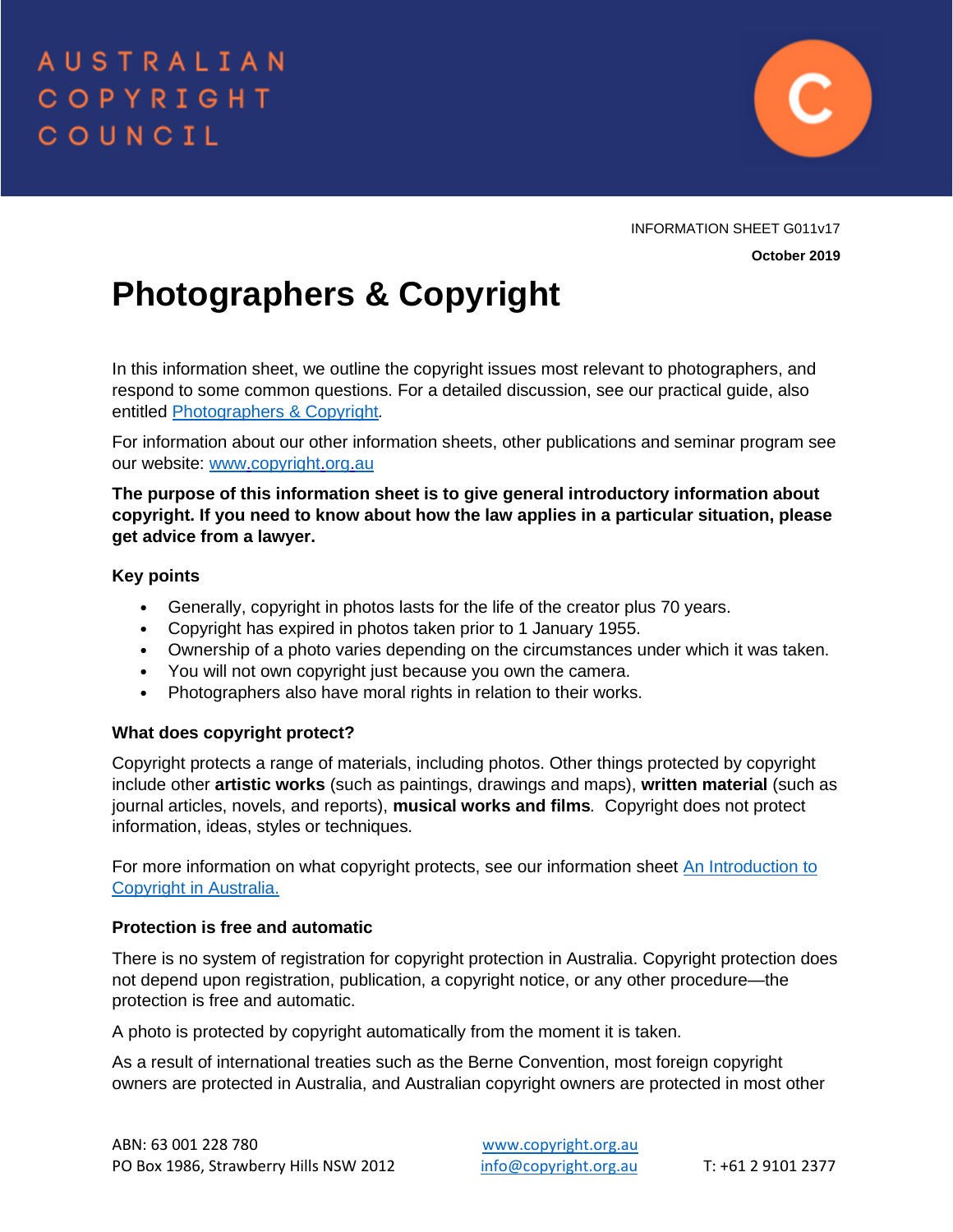AUSTRALIAN COPYRIGHT COUNCIL

INFORMATION SHEET G011v17

**October 2019**

# Photographers & Copyright

In this information sheet, we outline the copyright issues most relevant to photographers, and respond to some common questions. For a detailed discussion, see our practical guide, also entitled Photographers & Copyright.

For information about our other information sheets, other publications and seminar program see our website: www.copyright.org.au

**The purpose of this information sheet is to give general introductory information about copyright. If you need to know about how the law applies in a particular situation, please get advice from a lawyer.**

### Key points

- Generally, copyright in photos lasts for the life of the creator plus 70 years.
- Copyright has expired in photos taken prior to 1 January 1955.
- Ownership of a photo varies depending on the circumstances under which it was taken.
- You will not own copyright just because you own the camera.
- Photographers also have moral rights in relation to their works.

### What does copyright protect?

Copyright protects a range of materials, including photos. Other things protected by copyright include other **artistic works** (such as paintings, drawings and maps), **written material** (such as journal articles, novels, and reports), **musical works and films**. Copyright does not protect information, ideas, styles or techniques.

For more information on what copyright protects, see our information sheet An Introduction to Copyright in Australia.

### Protection is free and automatic

There is no system of registration for copyright protection in Australia. Copyright protection does not depend upon registration, publication, a copyright notice, or any other procedure—the protection is free and automatic.

A photo is protected by copyright automatically from the moment it is taken.

As a result of international treaties such as the Berne Convention, most foreign copyright owners are protected in Australia, and Australian copyright owners are protected in most other

ABN: 63 001 228 780
PO Box 1986, Strawberry Hills NSW 2012
www.copyright.org.au
info@copyright.org.au
T: +61 2 9101 2377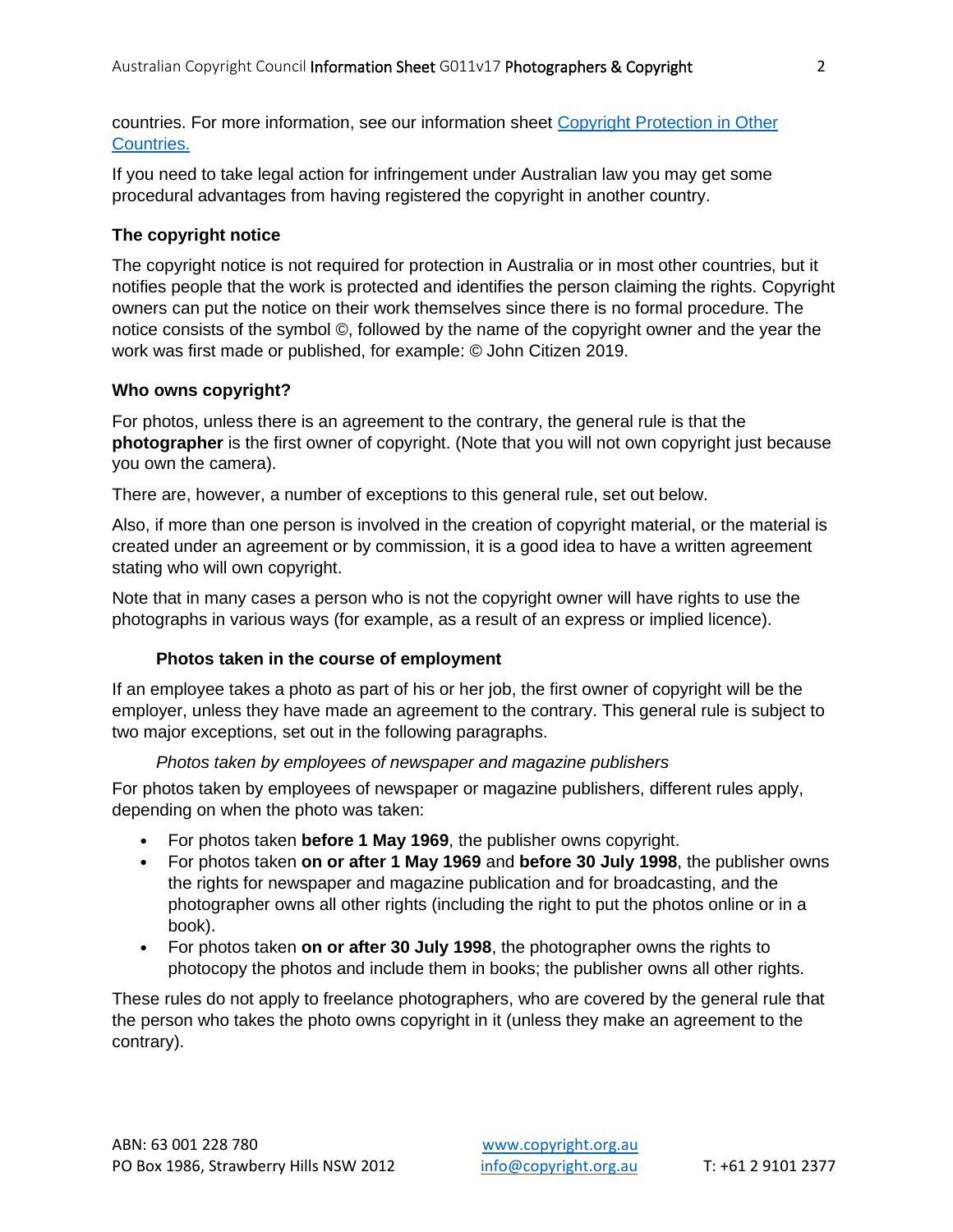countries. For more information, see our information sheet [Copyright Protection in Other Countries.](#)

If you need to take legal action for infringement under Australian law you may get some procedural advantages from having registered the copyright in another country.

### The copyright notice

The copyright notice is not required for protection in Australia or in most other countries, but it notifies people that the work is protected and identifies the person claiming the rights. Copyright owners can put the notice on their work themselves since there is no formal procedure. The notice consists of the symbol ©, followed by the name of the copyright owner and the year the work was first made or published, for example: © John Citizen 2019.

### Who owns copyright?

For photos, unless there is an agreement to the contrary, the general rule is that the **photographer** is the first owner of copyright. (Note that you will not own copyright just because you own the camera).

There are, however, a number of exceptions to this general rule, set out below.

Also, if more than one person is involved in the creation of copyright material, or the material is created under an agreement or by commission, it is a good idea to have a written agreement stating who will own copyright.

Note that in many cases a person who is not the copyright owner will have rights to use the photographs in various ways (for example, as a result of an express or implied licence).

#### Photos taken in the course of employment

If an employee takes a photo as part of his or her job, the first owner of copyright will be the employer, unless they have made an agreement to the contrary. This general rule is subject to two major exceptions, set out in the following paragraphs.

*Photos taken by employees of newspaper and magazine publishers*

For photos taken by employees of newspaper or magazine publishers, different rules apply, depending on when the photo was taken:

- For photos taken **before 1 May 1969**, the publisher owns copyright.
- For photos taken **on or after 1 May 1969** and **before 30 July 1998**, the publisher owns the rights for newspaper and magazine publication and for broadcasting, and the photographer owns all other rights (including the right to put the photos online or in a book).
- For photos taken **on or after 30 July 1998**, the photographer owns the rights to photocopy the photos and include them in books; the publisher owns all other rights.

These rules do not apply to freelance photographers, who are covered by the general rule that the person who takes the photo owns copyright in it (unless they make an agreement to the contrary).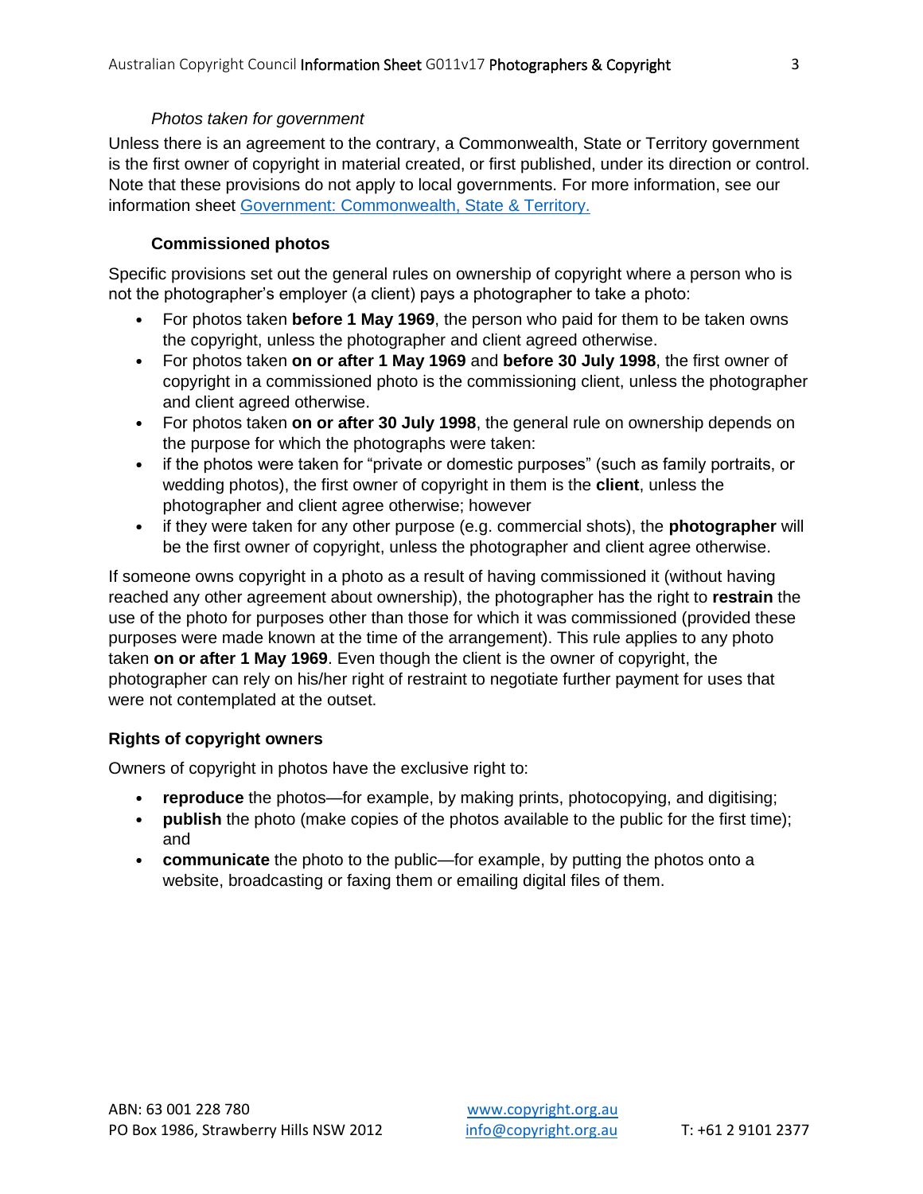*Photos taken for government*

Unless there is an agreement to the contrary, a Commonwealth, State or Territory government is the first owner of copyright in material created, or first published, under its direction or control. Note that these provisions do not apply to local governments. For more information, see our information sheet [Government: Commonwealth, State & Territory.](#)

### Commissioned photos

Specific provisions set out the general rules on ownership of copyright where a person who is not the photographer's employer (a client) pays a photographer to take a photo:

- For photos taken **before 1 May 1969**, the person who paid for them to be taken owns the copyright, unless the photographer and client agreed otherwise.
- For photos taken **on or after 1 May 1969** and **before 30 July 1998**, the first owner of copyright in a commissioned photo is the commissioning client, unless the photographer and client agreed otherwise.
- For photos taken **on or after 30 July 1998**, the general rule on ownership depends on the purpose for which the photographs were taken:
- if the photos were taken for "private or domestic purposes" (such as family portraits, or wedding photos), the first owner of copyright in them is the **client**, unless the photographer and client agree otherwise; however
- if they were taken for any other purpose (e.g. commercial shots), the **photographer** will be the first owner of copyright, unless the photographer and client agree otherwise.

If someone owns copyright in a photo as a result of having commissioned it (without having reached any other agreement about ownership), the photographer has the right to **restrain** the use of the photo for purposes other than those for which it was commissioned (provided these purposes were made known at the time of the arrangement). This rule applies to any photo taken **on or after 1 May 1969**. Even though the client is the owner of copyright, the photographer can rely on his/her right of restraint to negotiate further payment for uses that were not contemplated at the outset.

## Rights of copyright owners

Owners of copyright in photos have the exclusive right to:

- **reproduce** the photos—for example, by making prints, photocopying, and digitising;
- **publish** the photo (make copies of the photos available to the public for the first time); and
- **communicate** the photo to the public—for example, by putting the photos onto a website, broadcasting or faxing them or emailing digital files of them.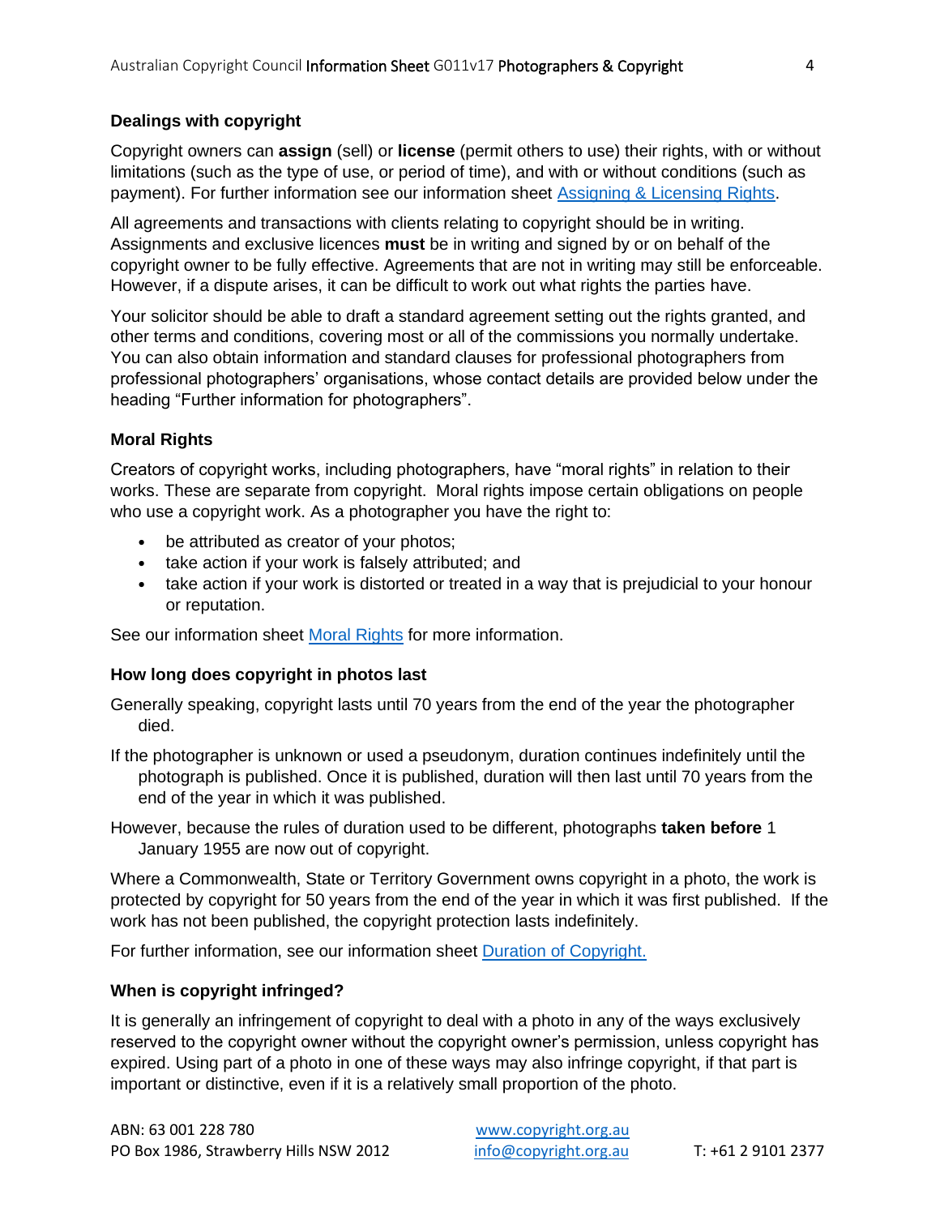## Dealings with copyright

Copyright owners can **assign** (sell) or **license** (permit others to use) their rights, with or without limitations (such as the type of use, or period of time), and with or without conditions (such as payment). For further information see our information sheet Assigning & Licensing Rights.

All agreements and transactions with clients relating to copyright should be in writing. Assignments and exclusive licences **must** be in writing and signed by or on behalf of the copyright owner to be fully effective. Agreements that are not in writing may still be enforceable. However, if a dispute arises, it can be difficult to work out what rights the parties have.

Your solicitor should be able to draft a standard agreement setting out the rights granted, and other terms and conditions, covering most or all of the commissions you normally undertake. You can also obtain information and standard clauses for professional photographers from professional photographers' organisations, whose contact details are provided below under the heading "Further information for photographers".

## Moral Rights

Creators of copyright works, including photographers, have "moral rights" in relation to their works. These are separate from copyright. Moral rights impose certain obligations on people who use a copyright work. As a photographer you have the right to:

- be attributed as creator of your photos;
- take action if your work is falsely attributed; and
- take action if your work is distorted or treated in a way that is prejudicial to your honour or reputation.

See our information sheet Moral Rights for more information.

## How long does copyright in photos last

Generally speaking, copyright lasts until 70 years from the end of the year the photographer died.

If the photographer is unknown or used a pseudonym, duration continues indefinitely until the photograph is published. Once it is published, duration will then last until 70 years from the end of the year in which it was published.

However, because the rules of duration used to be different, photographs **taken before** 1 January 1955 are now out of copyright.

Where a Commonwealth, State or Territory Government owns copyright in a photo, the work is protected by copyright for 50 years from the end of the year in which it was first published. If the work has not been published, the copyright protection lasts indefinitely.

For further information, see our information sheet Duration of Copyright.

## When is copyright infringed?

It is generally an infringement of copyright to deal with a photo in any of the ways exclusively reserved to the copyright owner without the copyright owner's permission, unless copyright has expired. Using part of a photo in one of these ways may also infringe copyright, if that part is important or distinctive, even if it is a relatively small proportion of the photo.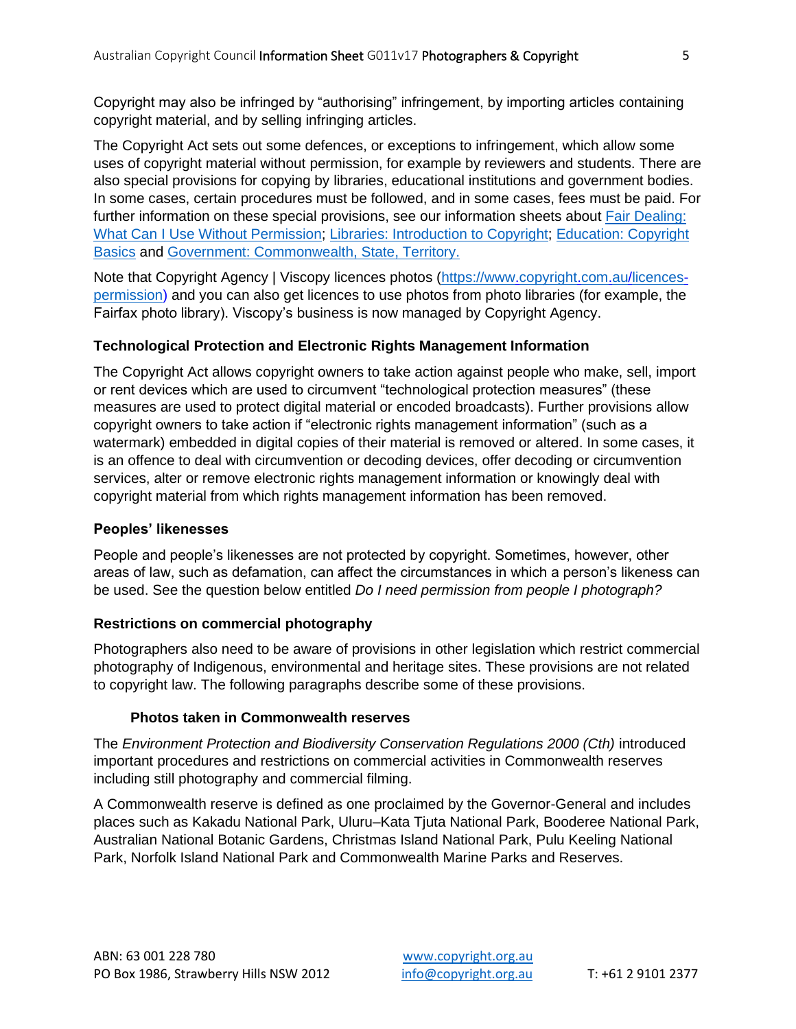Copyright may also be infringed by "authorising" infringement, by importing articles containing copyright material, and by selling infringing articles.

The Copyright Act sets out some defences, or exceptions to infringement, which allow some uses of copyright material without permission, for example by reviewers and students. There are also special provisions for copying by libraries, educational institutions and government bodies. In some cases, certain procedures must be followed, and in some cases, fees must be paid. For further information on these special provisions, see our information sheets about Fair Dealing: What Can I Use Without Permission; Libraries: Introduction to Copyright; Education: Copyright Basics and Government: Commonwealth, State, Territory.

Note that Copyright Agency | Viscopy licences photos (https://www.copyright.com.au/licences-permission) and you can also get licences to use photos from photo libraries (for example, the Fairfax photo library). Viscopy's business is now managed by Copyright Agency.

### Technological Protection and Electronic Rights Management Information

The Copyright Act allows copyright owners to take action against people who make, sell, import or rent devices which are used to circumvent "technological protection measures" (these measures are used to protect digital material or encoded broadcasts). Further provisions allow copyright owners to take action if "electronic rights management information" (such as a watermark) embedded in digital copies of their material is removed or altered. In some cases, it is an offence to deal with circumvention or decoding devices, offer decoding or circumvention services, alter or remove electronic rights management information or knowingly deal with copyright material from which rights management information has been removed.

### Peoples' likenesses

People and people's likenesses are not protected by copyright. Sometimes, however, other areas of law, such as defamation, can affect the circumstances in which a person's likeness can be used. See the question below entitled *Do I need permission from people I photograph?*

### Restrictions on commercial photography

Photographers also need to be aware of provisions in other legislation which restrict commercial photography of Indigenous, environmental and heritage sites. These provisions are not related to copyright law. The following paragraphs describe some of these provisions.

#### Photos taken in Commonwealth reserves

The *Environment Protection and Biodiversity Conservation Regulations 2000 (Cth)* introduced important procedures and restrictions on commercial activities in Commonwealth reserves including still photography and commercial filming.

A Commonwealth reserve is defined as one proclaimed by the Governor-General and includes places such as Kakadu National Park, Uluru–Kata Tjuta National Park, Booderee National Park, Australian National Botanic Gardens, Christmas Island National Park, Pulu Keeling National Park, Norfolk Island National Park and Commonwealth Marine Parks and Reserves.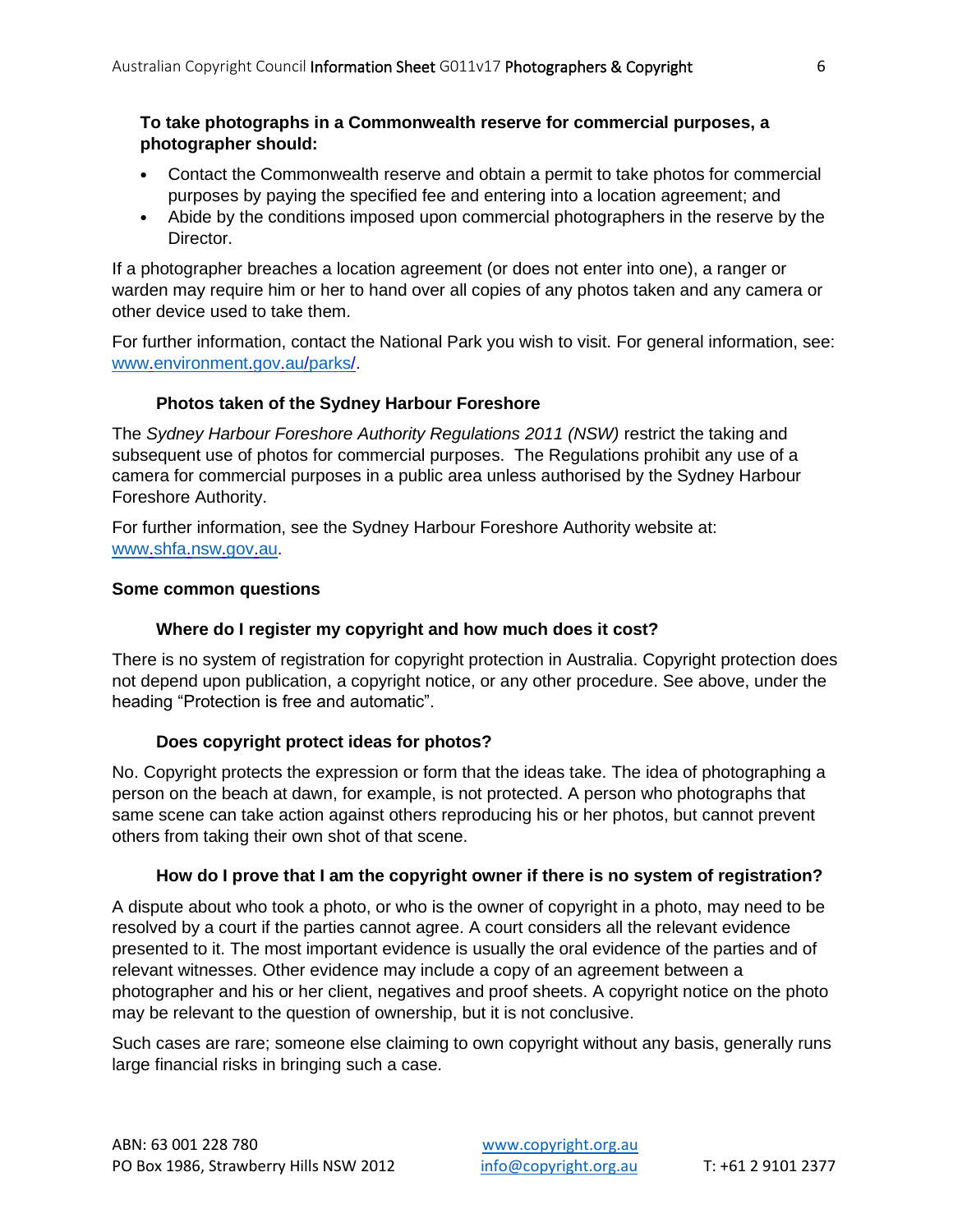**To take photographs in a Commonwealth reserve for commercial purposes, a photographer should:**

- Contact the Commonwealth reserve and obtain a permit to take photos for commercial purposes by paying the specified fee and entering into a location agreement; and
- Abide by the conditions imposed upon commercial photographers in the reserve by the Director.

If a photographer breaches a location agreement (or does not enter into one), a ranger or warden may require him or her to hand over all copies of any photos taken and any camera or other device used to take them.

For further information, contact the National Park you wish to visit. For general information, see: [www.environment.gov.au/parks/](http://www.environment.gov.au/parks/).

### Photos taken of the Sydney Harbour Foreshore

The *Sydney Harbour Foreshore Authority Regulations 2011 (NSW)* restrict the taking and subsequent use of photos for commercial purposes. The Regulations prohibit any use of a camera for commercial purposes in a public area unless authorised by the Sydney Harbour Foreshore Authority.

For further information, see the Sydney Harbour Foreshore Authority website at: [www.shfa.nsw.gov.au](http://www.shfa.nsw.gov.au).

## Some common questions

### Where do I register my copyright and how much does it cost?

There is no system of registration for copyright protection in Australia. Copyright protection does not depend upon publication, a copyright notice, or any other procedure. See above, under the heading "Protection is free and automatic".

### Does copyright protect ideas for photos?

No. Copyright protects the expression or form that the ideas take. The idea of photographing a person on the beach at dawn, for example, is not protected. A person who photographs that same scene can take action against others reproducing his or her photos, but cannot prevent others from taking their own shot of that scene.

### How do I prove that I am the copyright owner if there is no system of registration?

A dispute about who took a photo, or who is the owner of copyright in a photo, may need to be resolved by a court if the parties cannot agree. A court considers all the relevant evidence presented to it. The most important evidence is usually the oral evidence of the parties and of relevant witnesses. Other evidence may include a copy of an agreement between a photographer and his or her client, negatives and proof sheets. A copyright notice on the photo may be relevant to the question of ownership, but it is not conclusive.

Such cases are rare; someone else claiming to own copyright without any basis, generally runs large financial risks in bringing such a case.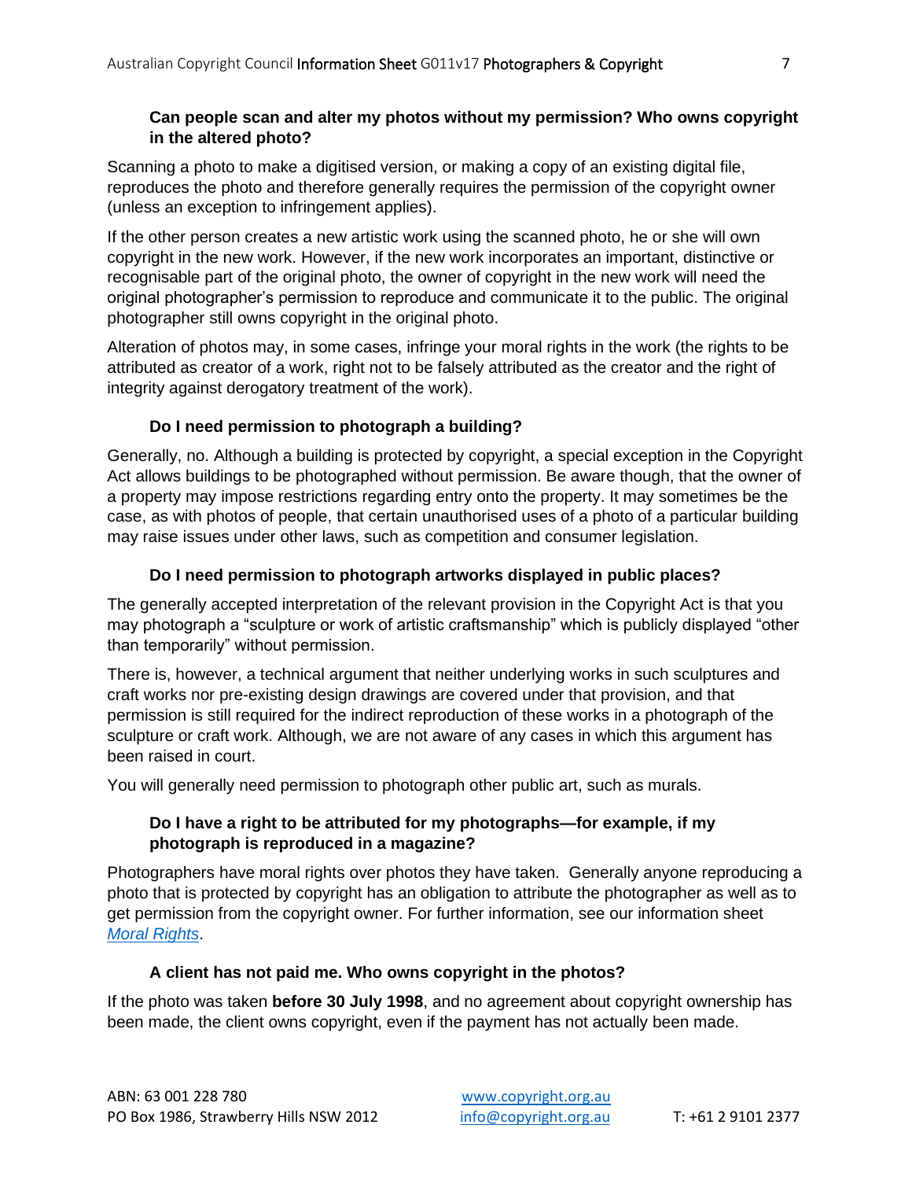### Can people scan and alter my photos without my permission? Who owns copyright in the altered photo?

Scanning a photo to make a digitised version, or making a copy of an existing digital file, reproduces the photo and therefore generally requires the permission of the copyright owner (unless an exception to infringement applies).

If the other person creates a new artistic work using the scanned photo, he or she will own copyright in the new work. However, if the new work incorporates an important, distinctive or recognisable part of the original photo, the owner of copyright in the new work will need the original photographer's permission to reproduce and communicate it to the public. The original photographer still owns copyright in the original photo.

Alteration of photos may, in some cases, infringe your moral rights in the work (the rights to be attributed as creator of a work, right not to be falsely attributed as the creator and the right of integrity against derogatory treatment of the work).

### Do I need permission to photograph a building?

Generally, no. Although a building is protected by copyright, a special exception in the Copyright Act allows buildings to be photographed without permission. Be aware though, that the owner of a property may impose restrictions regarding entry onto the property. It may sometimes be the case, as with photos of people, that certain unauthorised uses of a photo of a particular building may raise issues under other laws, such as competition and consumer legislation.

### Do I need permission to photograph artworks displayed in public places?

The generally accepted interpretation of the relevant provision in the Copyright Act is that you may photograph a "sculpture or work of artistic craftsmanship" which is publicly displayed "other than temporarily" without permission.

There is, however, a technical argument that neither underlying works in such sculptures and craft works nor pre-existing design drawings are covered under that provision, and that permission is still required for the indirect reproduction of these works in a photograph of the sculpture or craft work. Although, we are not aware of any cases in which this argument has been raised in court.

You will generally need permission to photograph other public art, such as murals.

### Do I have a right to be attributed for my photographs—for example, if my photograph is reproduced in a magazine?

Photographers have moral rights over photos they have taken. Generally anyone reproducing a photo that is protected by copyright has an obligation to attribute the photographer as well as to get permission from the copyright owner. For further information, see our information sheet *Moral Rights*.

### A client has not paid me. Who owns copyright in the photos?

If the photo was taken **before 30 July 1998**, and no agreement about copyright ownership has been made, the client owns copyright, even if the payment has not actually been made.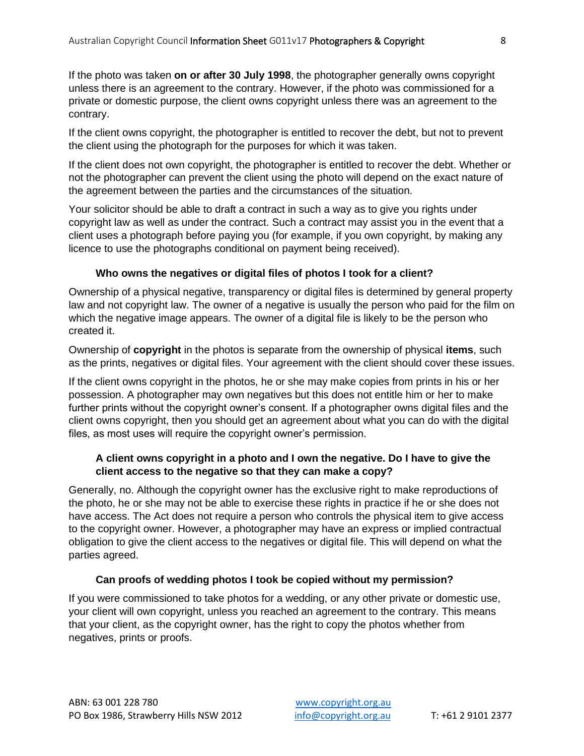If the photo was taken **on or after 30 July 1998**, the photographer generally owns copyright unless there is an agreement to the contrary. However, if the photo was commissioned for a private or domestic purpose, the client owns copyright unless there was an agreement to the contrary.

If the client owns copyright, the photographer is entitled to recover the debt, but not to prevent the client using the photograph for the purposes for which it was taken.

If the client does not own copyright, the photographer is entitled to recover the debt. Whether or not the photographer can prevent the client using the photo will depend on the exact nature of the agreement between the parties and the circumstances of the situation.

Your solicitor should be able to draft a contract in such a way as to give you rights under copyright law as well as under the contract. Such a contract may assist you in the event that a client uses a photograph before paying you (for example, if you own copyright, by making any licence to use the photographs conditional on payment being received).

### Who owns the negatives or digital files of photos I took for a client?

Ownership of a physical negative, transparency or digital files is determined by general property law and not copyright law. The owner of a negative is usually the person who paid for the film on which the negative image appears. The owner of a digital file is likely to be the person who created it.

Ownership of **copyright** in the photos is separate from the ownership of physical **items**, such as the prints, negatives or digital files. Your agreement with the client should cover these issues.

If the client owns copyright in the photos, he or she may make copies from prints in his or her possession. A photographer may own negatives but this does not entitle him or her to make further prints without the copyright owner's consent. If a photographer owns digital files and the client owns copyright, then you should get an agreement about what you can do with the digital files, as most uses will require the copyright owner's permission.

### A client owns copyright in a photo and I own the negative. Do I have to give the client access to the negative so that they can make a copy?

Generally, no. Although the copyright owner has the exclusive right to make reproductions of the photo, he or she may not be able to exercise these rights in practice if he or she does not have access. The Act does not require a person who controls the physical item to give access to the copyright owner. However, a photographer may have an express or implied contractual obligation to give the client access to the negatives or digital file. This will depend on what the parties agreed.

### Can proofs of wedding photos I took be copied without my permission?

If you were commissioned to take photos for a wedding, or any other private or domestic use, your client will own copyright, unless you reached an agreement to the contrary. This means that your client, as the copyright owner, has the right to copy the photos whether from negatives, prints or proofs.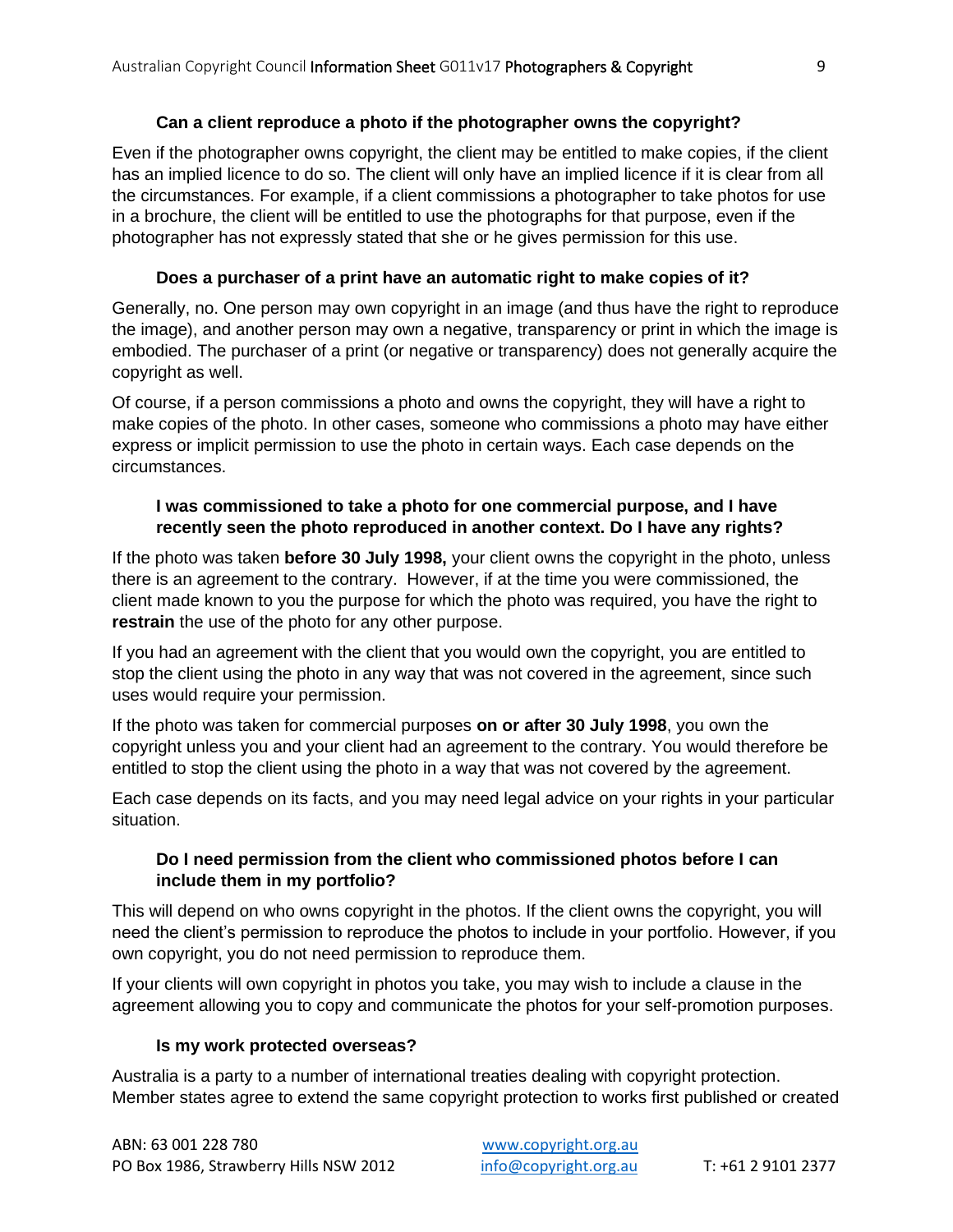### Can a client reproduce a photo if the photographer owns the copyright?

Even if the photographer owns copyright, the client may be entitled to make copies, if the client has an implied licence to do so. The client will only have an implied licence if it is clear from all the circumstances. For example, if a client commissions a photographer to take photos for use in a brochure, the client will be entitled to use the photographs for that purpose, even if the photographer has not expressly stated that she or he gives permission for this use.

### Does a purchaser of a print have an automatic right to make copies of it?

Generally, no. One person may own copyright in an image (and thus have the right to reproduce the image), and another person may own a negative, transparency or print in which the image is embodied. The purchaser of a print (or negative or transparency) does not generally acquire the copyright as well.

Of course, if a person commissions a photo and owns the copyright, they will have a right to make copies of the photo. In other cases, someone who commissions a photo may have either express or implicit permission to use the photo in certain ways. Each case depends on the circumstances.

### I was commissioned to take a photo for one commercial purpose, and I have recently seen the photo reproduced in another context. Do I have any rights?

If the photo was taken **before 30 July 1998,** your client owns the copyright in the photo, unless there is an agreement to the contrary. However, if at the time you were commissioned, the client made known to you the purpose for which the photo was required, you have the right to **restrain** the use of the photo for any other purpose.

If you had an agreement with the client that you would own the copyright, you are entitled to stop the client using the photo in any way that was not covered in the agreement, since such uses would require your permission.

If the photo was taken for commercial purposes **on or after 30 July 1998**, you own the copyright unless you and your client had an agreement to the contrary. You would therefore be entitled to stop the client using the photo in a way that was not covered by the agreement.

Each case depends on its facts, and you may need legal advice on your rights in your particular situation.

### Do I need permission from the client who commissioned photos before I can include them in my portfolio?

This will depend on who owns copyright in the photos. If the client owns the copyright, you will need the client's permission to reproduce the photos to include in your portfolio. However, if you own copyright, you do not need permission to reproduce them.

If your clients will own copyright in photos you take, you may wish to include a clause in the agreement allowing you to copy and communicate the photos for your self-promotion purposes.

### Is my work protected overseas?

Australia is a party to a number of international treaties dealing with copyright protection. Member states agree to extend the same copyright protection to works first published or created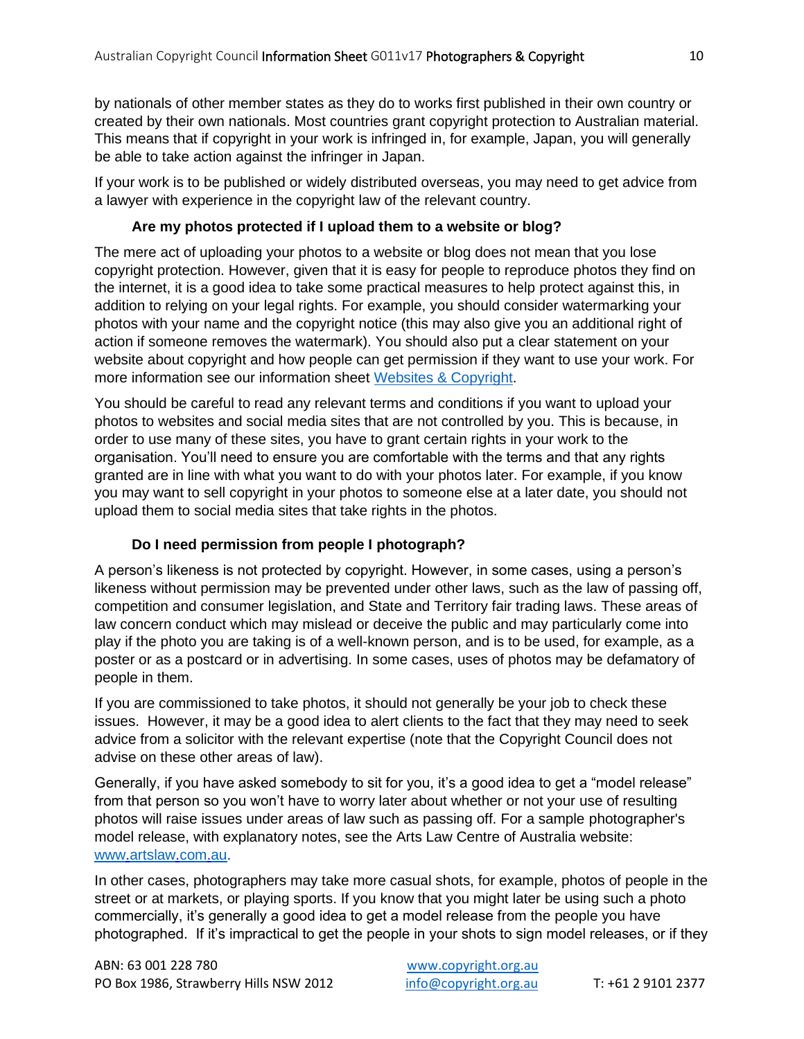by nationals of other member states as they do to works first published in their own country or created by their own nationals. Most countries grant copyright protection to Australian material. This means that if copyright in your work is infringed in, for example, Japan, you will generally be able to take action against the infringer in Japan.

If your work is to be published or widely distributed overseas, you may need to get advice from a lawyer with experience in the copyright law of the relevant country.

### Are my photos protected if I upload them to a website or blog?

The mere act of uploading your photos to a website or blog does not mean that you lose copyright protection. However, given that it is easy for people to reproduce photos they find on the internet, it is a good idea to take some practical measures to help protect against this, in addition to relying on your legal rights. For example, you should consider watermarking your photos with your name and the copyright notice (this may also give you an additional right of action if someone removes the watermark). You should also put a clear statement on your website about copyright and how people can get permission if they want to use your work. For more information see our information sheet [Websites & Copyright](#).

You should be careful to read any relevant terms and conditions if you want to upload your photos to websites and social media sites that are not controlled by you. This is because, in order to use many of these sites, you have to grant certain rights in your work to the organisation. You'll need to ensure you are comfortable with the terms and that any rights granted are in line with what you want to do with your photos later. For example, if you know you may want to sell copyright in your photos to someone else at a later date, you should not upload them to social media sites that take rights in the photos.

### Do I need permission from people I photograph?

A person's likeness is not protected by copyright. However, in some cases, using a person's likeness without permission may be prevented under other laws, such as the law of passing off, competition and consumer legislation, and State and Territory fair trading laws. These areas of law concern conduct which may mislead or deceive the public and may particularly come into play if the photo you are taking is of a well-known person, and is to be used, for example, as a poster or as a postcard or in advertising. In some cases, uses of photos may be defamatory of people in them.

If you are commissioned to take photos, it should not generally be your job to check these issues. However, it may be a good idea to alert clients to the fact that they may need to seek advice from a solicitor with the relevant expertise (note that the Copyright Council does not advise on these other areas of law).

Generally, if you have asked somebody to sit for you, it's a good idea to get a "model release" from that person so you won't have to worry later about whether or not your use of resulting photos will raise issues under areas of law such as passing off. For a sample photographer's model release, with explanatory notes, see the Arts Law Centre of Australia website: [www.artslaw.com.au](http://www.artslaw.com.au).

In other cases, photographers may take more casual shots, for example, photos of people in the street or at markets, or playing sports. If you know that you might later be using such a photo commercially, it's generally a good idea to get a model release from the people you have photographed. If it's impractical to get the people in your shots to sign model releases, or if they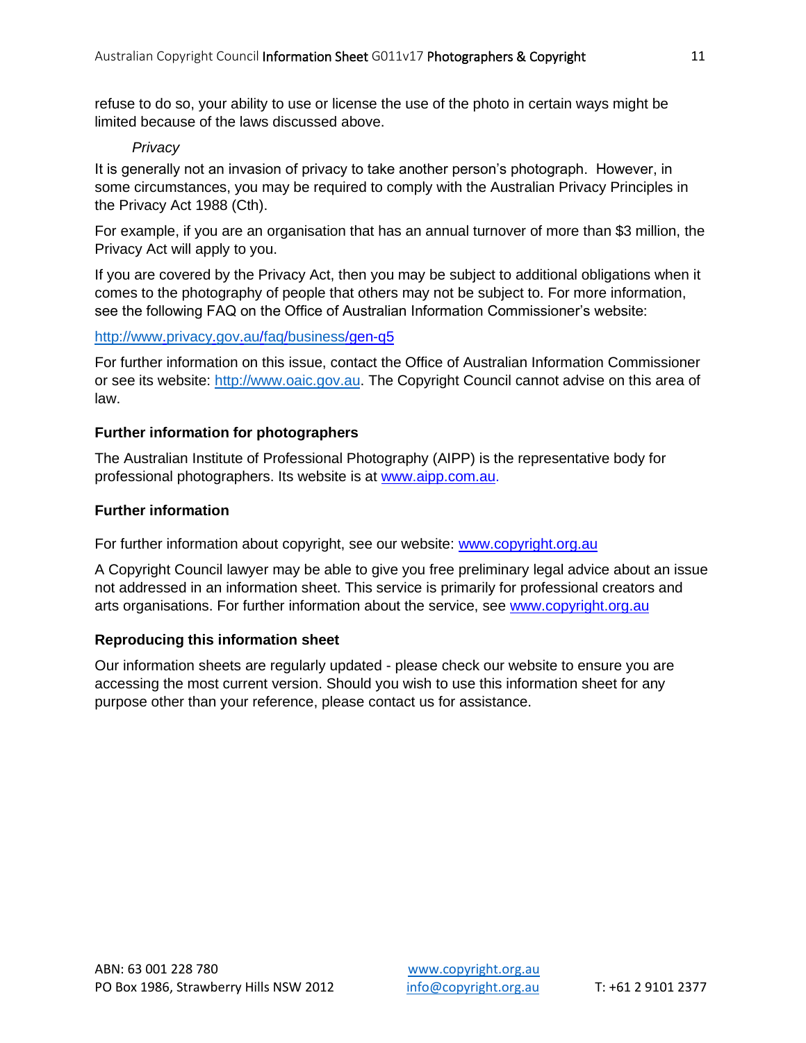refuse to do so, your ability to use or license the use of the photo in certain ways might be limited because of the laws discussed above.

*Privacy*

It is generally not an invasion of privacy to take another person's photograph. However, in some circumstances, you may be required to comply with the Australian Privacy Principles in the Privacy Act 1988 (Cth).

For example, if you are an organisation that has an annual turnover of more than $3 million, the Privacy Act will apply to you.

If you are covered by the Privacy Act, then you may be subject to additional obligations when it comes to the photography of people that others may not be subject to. For more information, see the following FAQ on the Office of Australian Information Commissioner's website:

http://www.privacy.gov.au/faq/business/gen-q5

For further information on this issue, contact the Office of Australian Information Commissioner or see its website: http://www.oaic.gov.au. The Copyright Council cannot advise on this area of law.

### Further information for photographers

The Australian Institute of Professional Photography (AIPP) is the representative body for professional photographers. Its website is at www.aipp.com.au.

### Further information

For further information about copyright, see our website: www.copyright.org.au

A Copyright Council lawyer may be able to give you free preliminary legal advice about an issue not addressed in an information sheet. This service is primarily for professional creators and arts organisations. For further information about the service, see www.copyright.org.au

### Reproducing this information sheet

Our information sheets are regularly updated - please check our website to ensure you are accessing the most current version. Should you wish to use this information sheet for any purpose other than your reference, please contact us for assistance.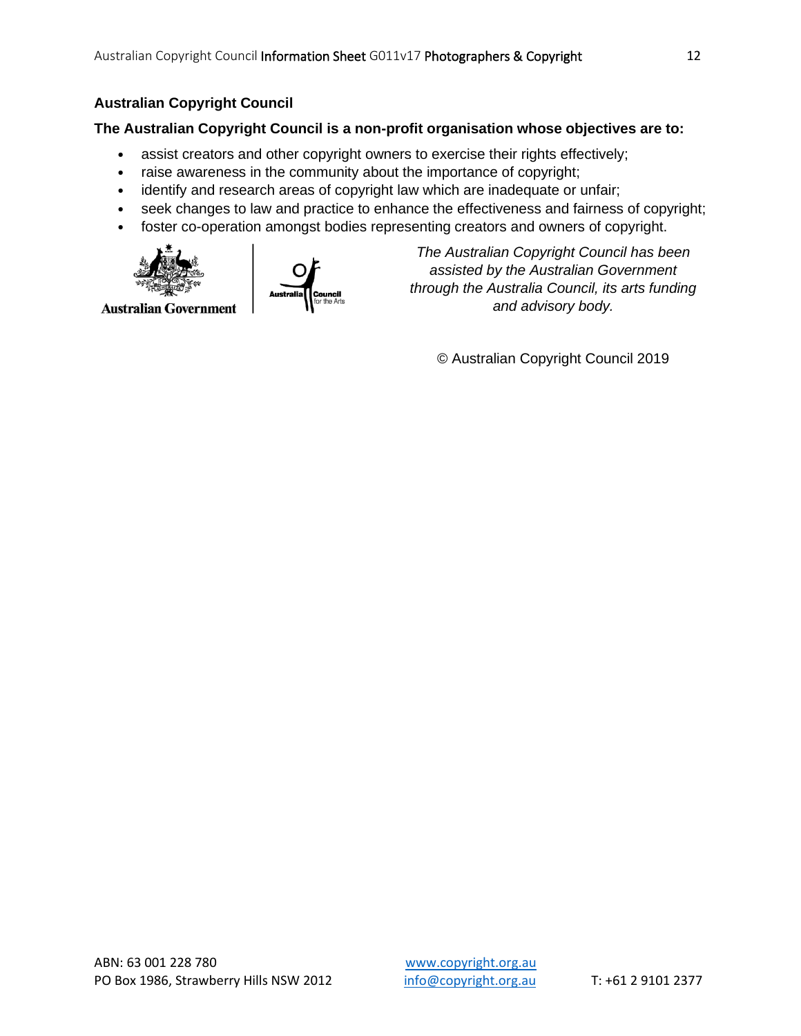**Australian Copyright Council**

**The Australian Copyright Council is a non-profit organisation whose objectives are to:**

- assist creators and other copyright owners to exercise their rights effectively;
- raise awareness in the community about the importance of copyright;
- identify and research areas of copyright law which are inadequate or unfair;
- seek changes to law and practice to enhance the effectiveness and fairness of copyright;
- foster co-operation amongst bodies representing creators and owners of copyright.

Australian Government

Australia Council for the Arts

*The Australian Copyright Council has been assisted by the Australian Government through the Australia Council, its arts funding and advisory body.*

© Australian Copyright Council 2019

ABN: 63 001 228 780
PO Box 1986, Strawberry Hills NSW 2012

www.copyright.org.au
info@copyright.org.au

T: +61 2 9101 2377